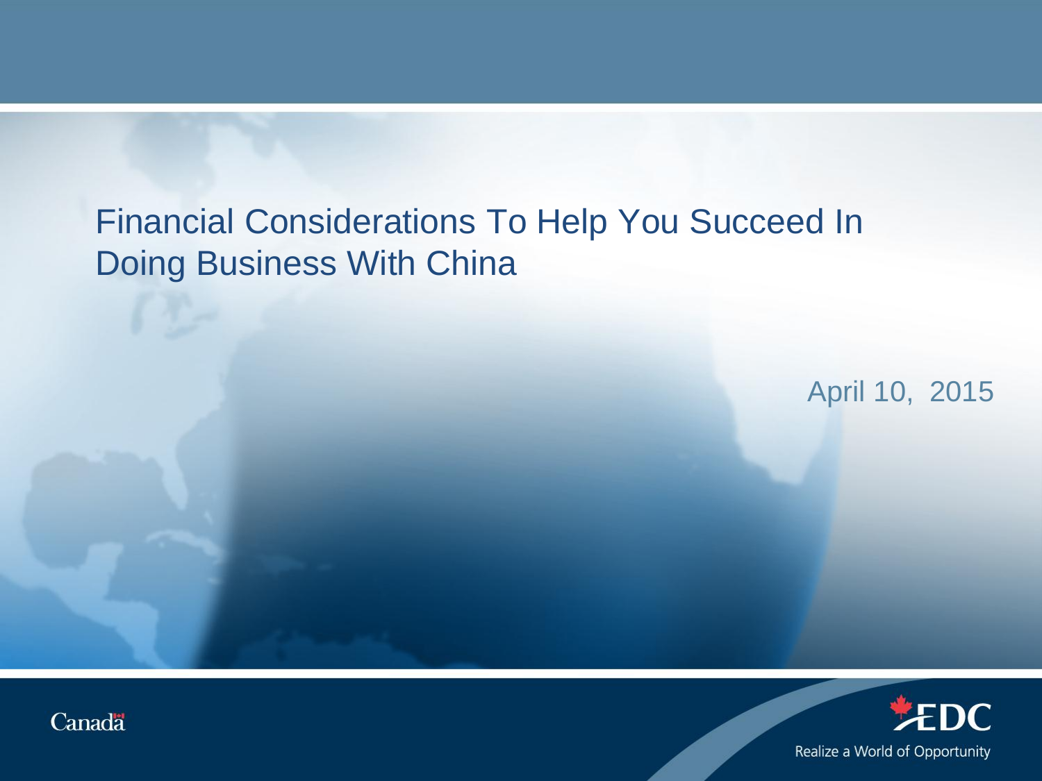# Financial Considerations To Help You Succeed In Doing Business With China

April 10, 2015

Canada

EDC

Realize a World of Opportunity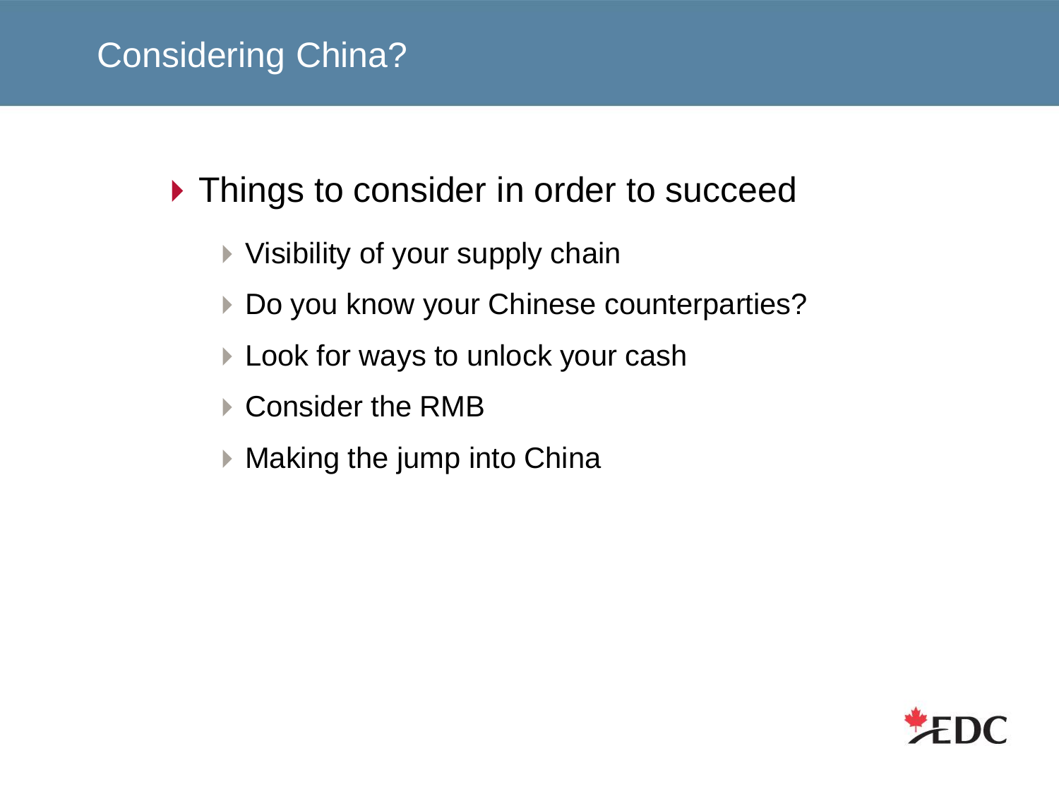# Considering China?

- Things to consider in order to succeed
  - Visibility of your supply chain
  - Do you know your Chinese counterparties?
  - Look for ways to unlock your cash
  - Consider the RMB
  - Making the jump into China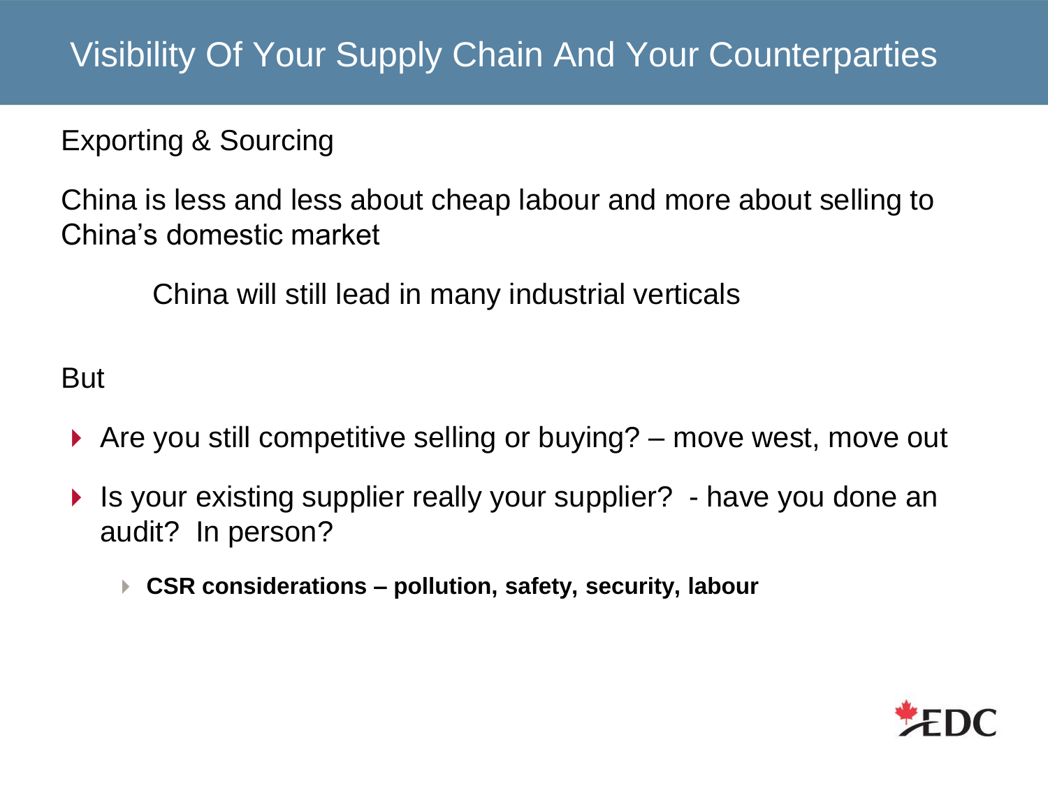# Visibility Of Your Supply Chain And Your Counterparties

Exporting & Sourcing

China is less and less about cheap labour and more about selling to China's domestic market

China will still lead in many industrial verticals

But

- Are you still competitive selling or buying? – move west, move out
- Is your existing supplier really your supplier? - have you done an audit? In person?
  - **CSR considerations – pollution, safety, security, labour**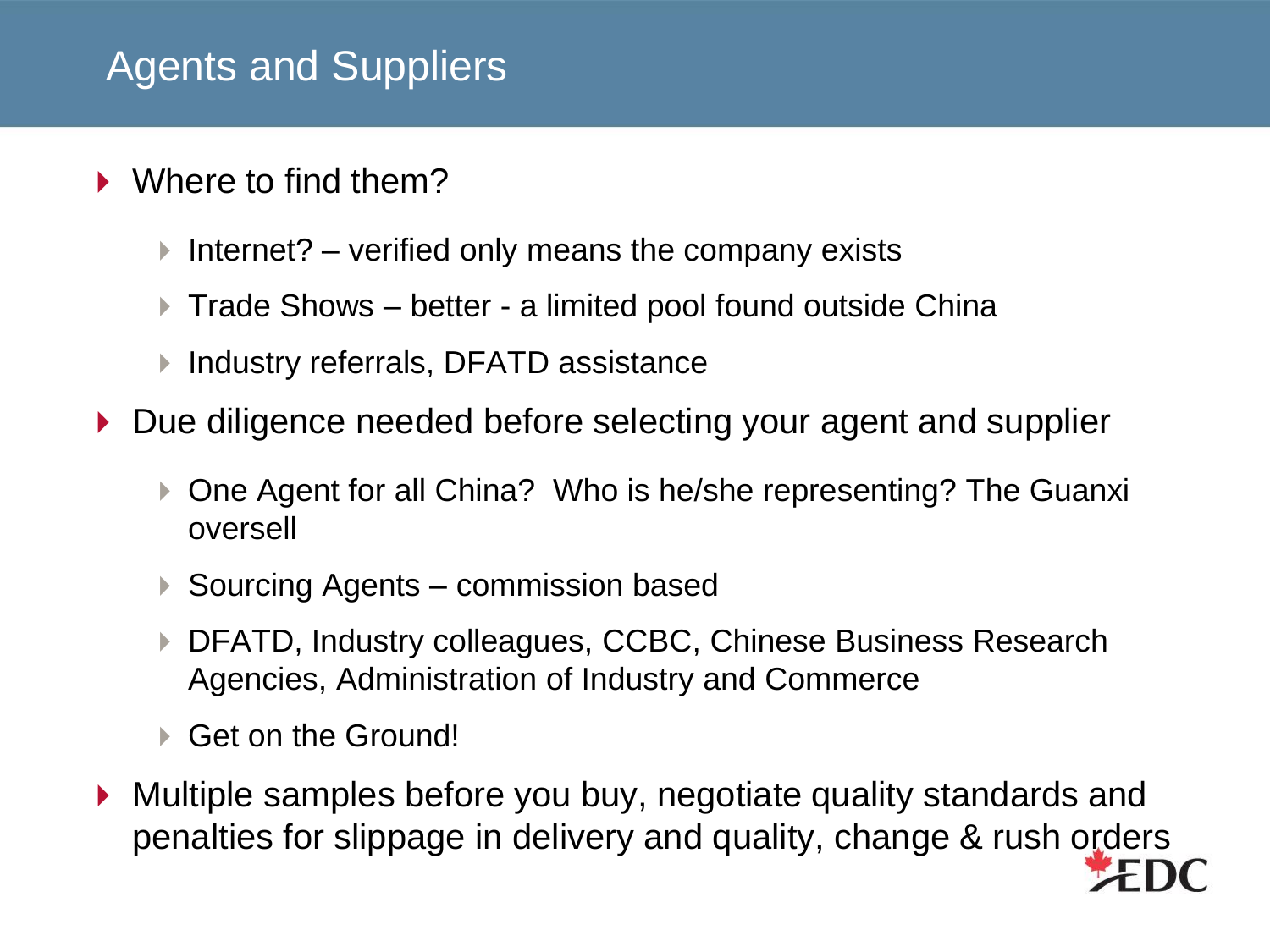# Agents and Suppliers

- Where to find them?
  - Internet? – verified only means the company exists
  - Trade Shows – better - a limited pool found outside China
  - Industry referrals, DFATD assistance
- Due diligence needed before selecting your agent and supplier
  - One Agent for all China? Who is he/she representing? The Guanxi oversell
  - Sourcing Agents – commission based
  - DFATD, Industry colleagues, CCBC, Chinese Business Research Agencies, Administration of Industry and Commerce
  - Get on the Ground!
- Multiple samples before you buy, negotiate quality standards and penalties for slippage in delivery and quality, change & rush orders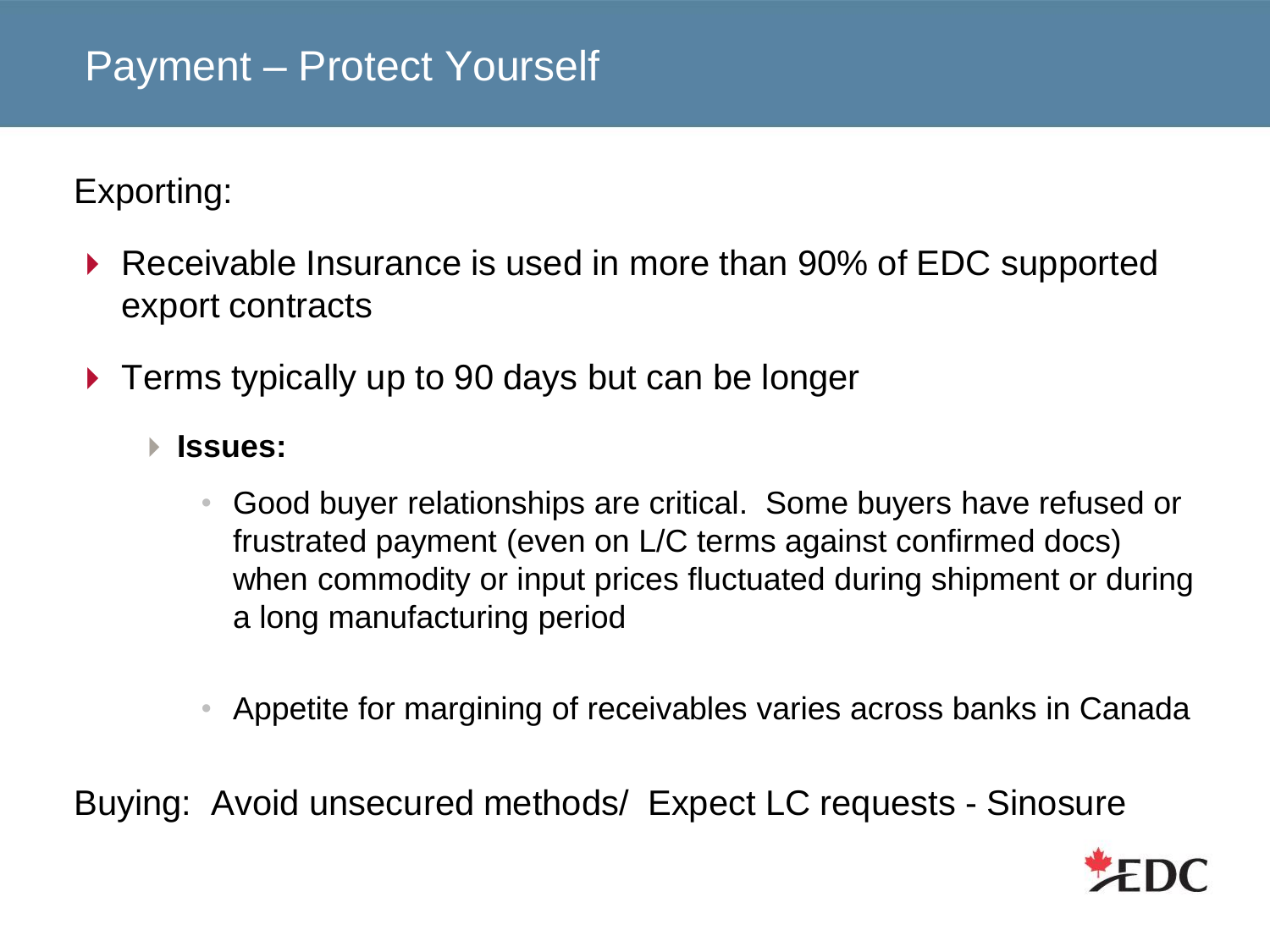# Payment – Protect Yourself

Exporting:

- Receivable Insurance is used in more than 90% of EDC supported export contracts
- Terms typically up to 90 days but can be longer
  - **Issues:**
    - Good buyer relationships are critical. Some buyers have refused or frustrated payment (even on L/C terms against confirmed docs) when commodity or input prices fluctuated during shipment or during a long manufacturing period
    - Appetite for margining of receivables varies across banks in Canada

Buying: Avoid unsecured methods/ Expect LC requests - Sinosure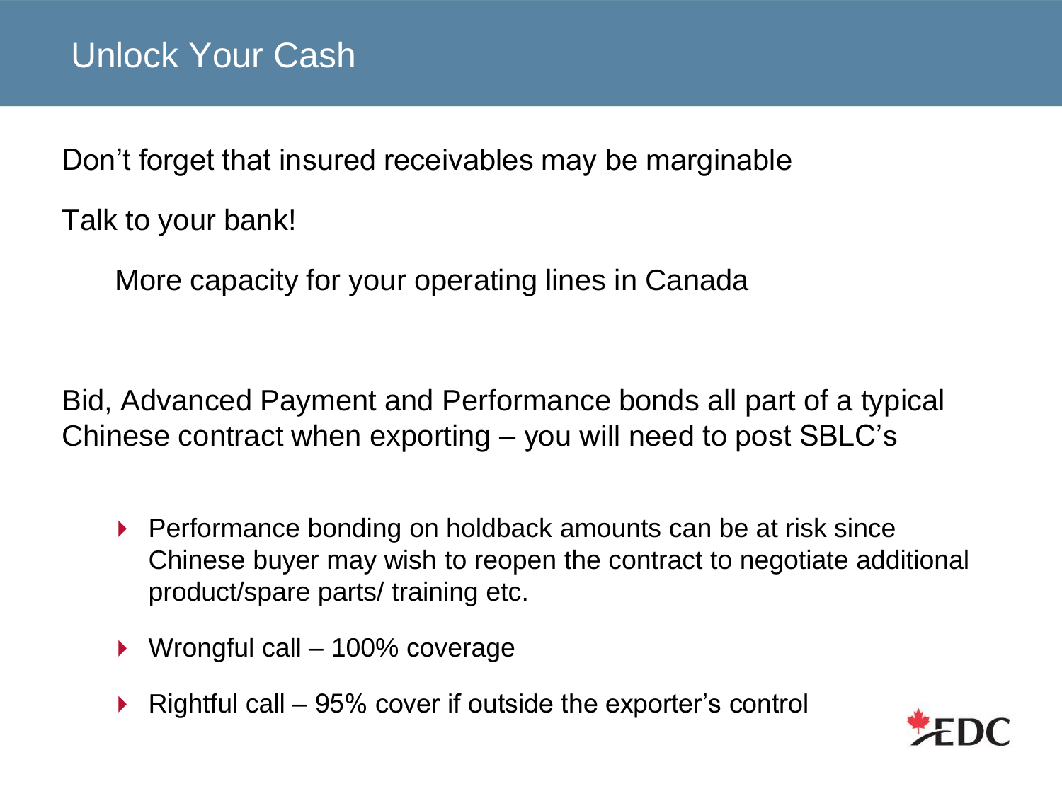# Unlock Your Cash

Don't forget that insured receivables may be marginable

Talk to your bank!

More capacity for your operating lines in Canada

Bid, Advanced Payment and Performance bonds all part of a typical Chinese contract when exporting – you will need to post SBLC's

- Performance bonding on holdback amounts can be at risk since Chinese buyer may wish to reopen the contract to negotiate additional product/spare parts/ training etc.
- Wrongful call – 100% coverage
- Rightful call – 95% cover if outside the exporter's control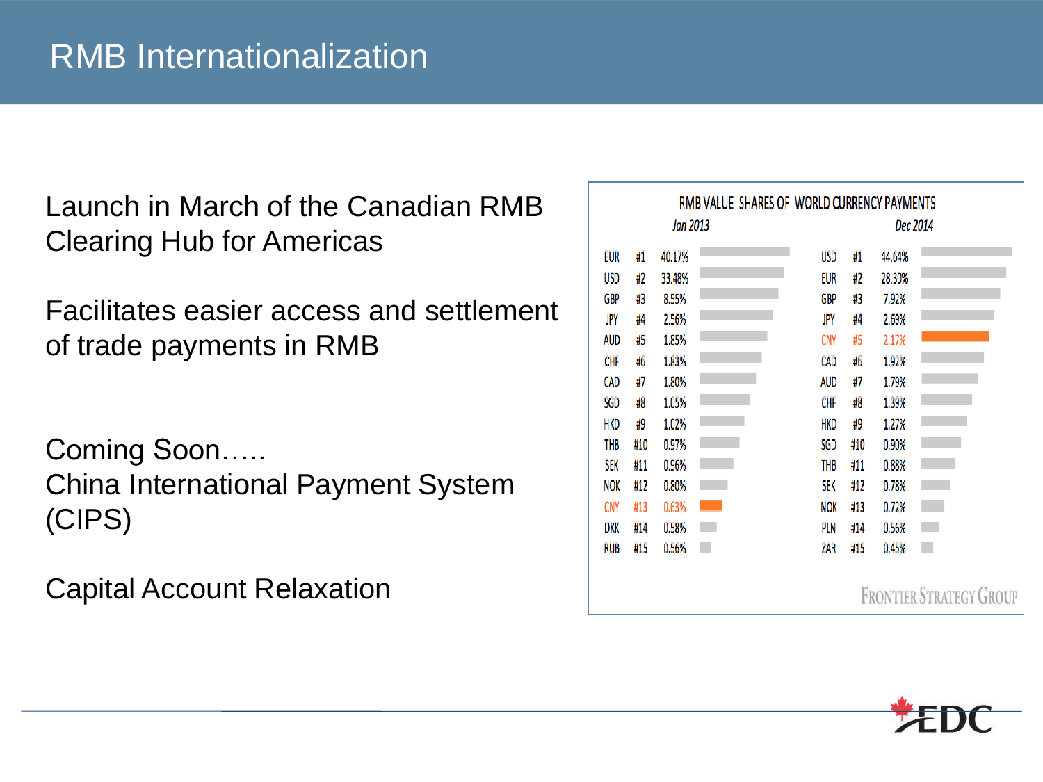# RMB Internationalization

Launch in March of the Canadian RMB Clearing Hub for Americas

Facilitates easier access and settlement of trade payments in RMB

Coming Soon…..
China International Payment System (CIPS)

Capital Account Relaxation

RMB VALUE SHARES OF WORLD CURRENCY PAYMENTS

| Jan 2013 | | | Dec 2014 | | |
|---|---|---|---|---|---|
| EUR | #1 | 40.17% | USD | #1 | 44.64% |
| USD | #2 | 33.48% | EUR | #2 | 28.30% |
| GBP | #3 | 8.55% | GBP | #3 | 7.92% |
| JPY | #4 | 2.56% | JPY | #4 | 2.69% |
| AUD | #5 | 1.85% | CNY | #5 | 2.17% |
| CHF | #6 | 1.83% | CAD | #6 | 1.92% |
| CAD | #7 | 1.80% | AUD | #7 | 1.79% |
| SGD | #8 | 1.05% | CHF | #8 | 1.39% |
| HKD | #9 | 1.02% | HKD | #9 | 1.27% |
| THB | #10 | 0.97% | SGD | #10 | 0.90% |
| SEK | #11 | 0.96% | THB | #11 | 0.88% |
| NOK | #12 | 0.80% | SEK | #12 | 0.78% |
| CNY | #13 | 0.63% | NOK | #13 | 0.72% |
| DKK | #14 | 0.58% | PLN | #14 | 0.56% |
| RUB | #15 | 0.56% | ZAR | #15 | 0.45% |

FRONTIER STRATEGY GROUP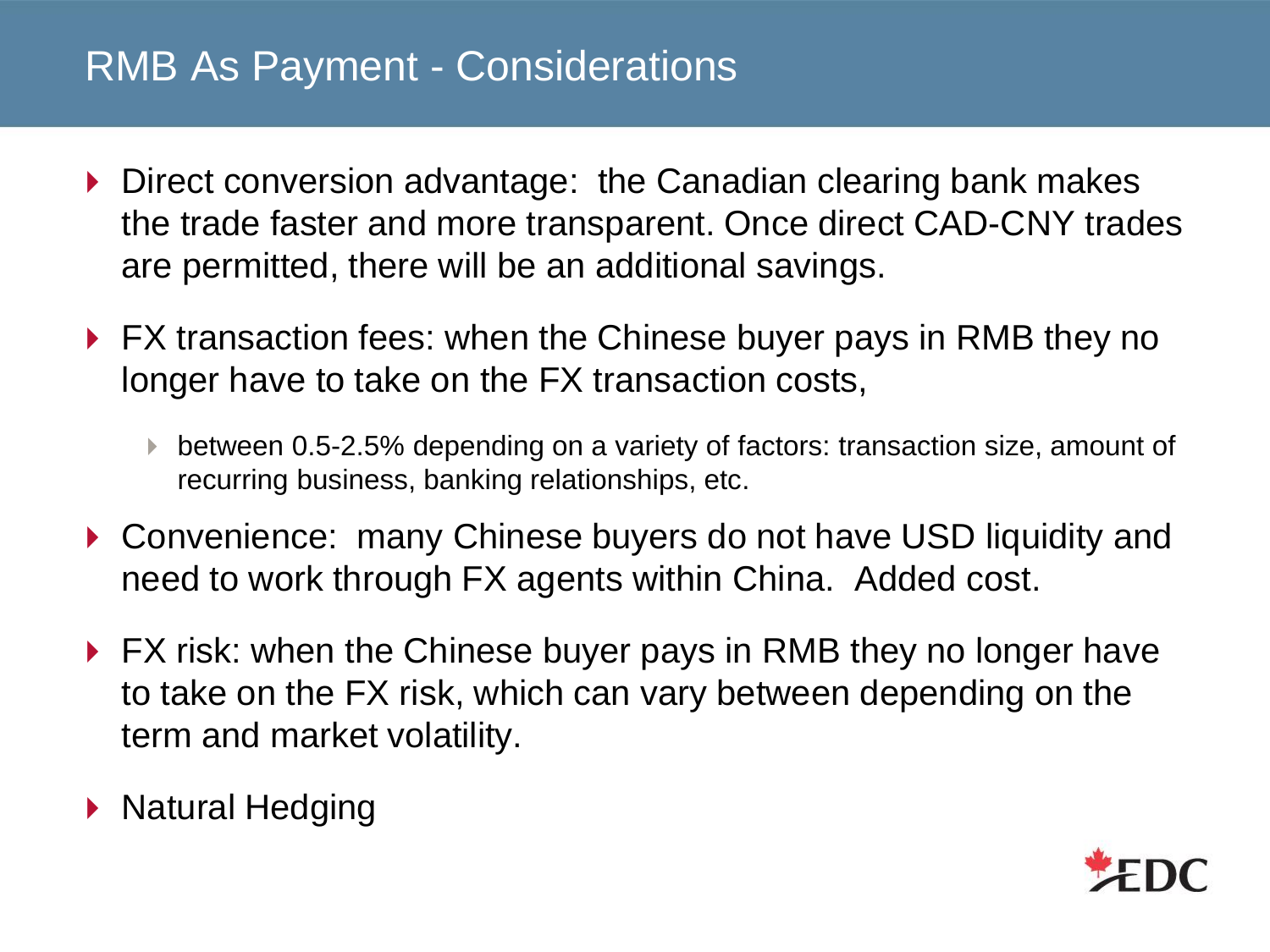# RMB As Payment - Considerations

- Direct conversion advantage: the Canadian clearing bank makes the trade faster and more transparent. Once direct CAD-CNY trades are permitted, there will be an additional savings.
- FX transaction fees: when the Chinese buyer pays in RMB they no longer have to take on the FX transaction costs,
  - between 0.5-2.5% depending on a variety of factors: transaction size, amount of recurring business, banking relationships, etc.
- Convenience: many Chinese buyers do not have USD liquidity and need to work through FX agents within China. Added cost.
- FX risk: when the Chinese buyer pays in RMB they no longer have to take on the FX risk, which can vary between depending on the term and market volatility.
- Natural Hedging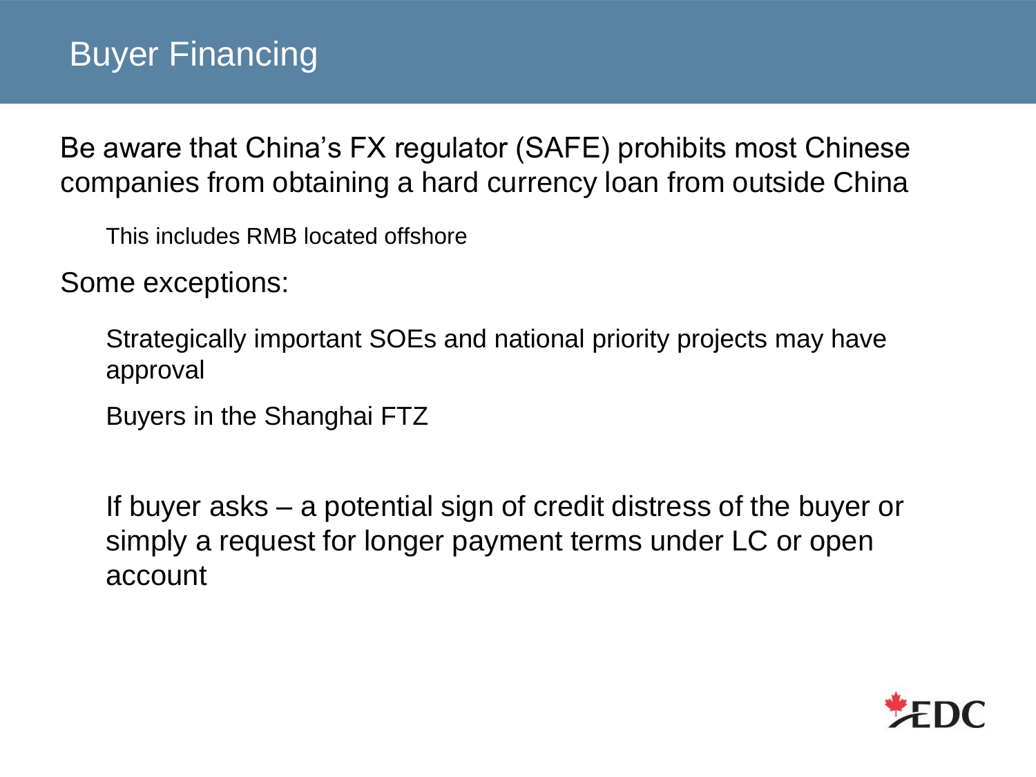# Buyer Financing

Be aware that China's FX regulator (SAFE) prohibits most Chinese companies from obtaining a hard currency loan from outside China

- This includes RMB located offshore

Some exceptions:

- Strategically important SOEs and national priority projects may have approval
- Buyers in the Shanghai FTZ

If buyer asks – a potential sign of credit distress of the buyer or simply a request for longer payment terms under LC or open account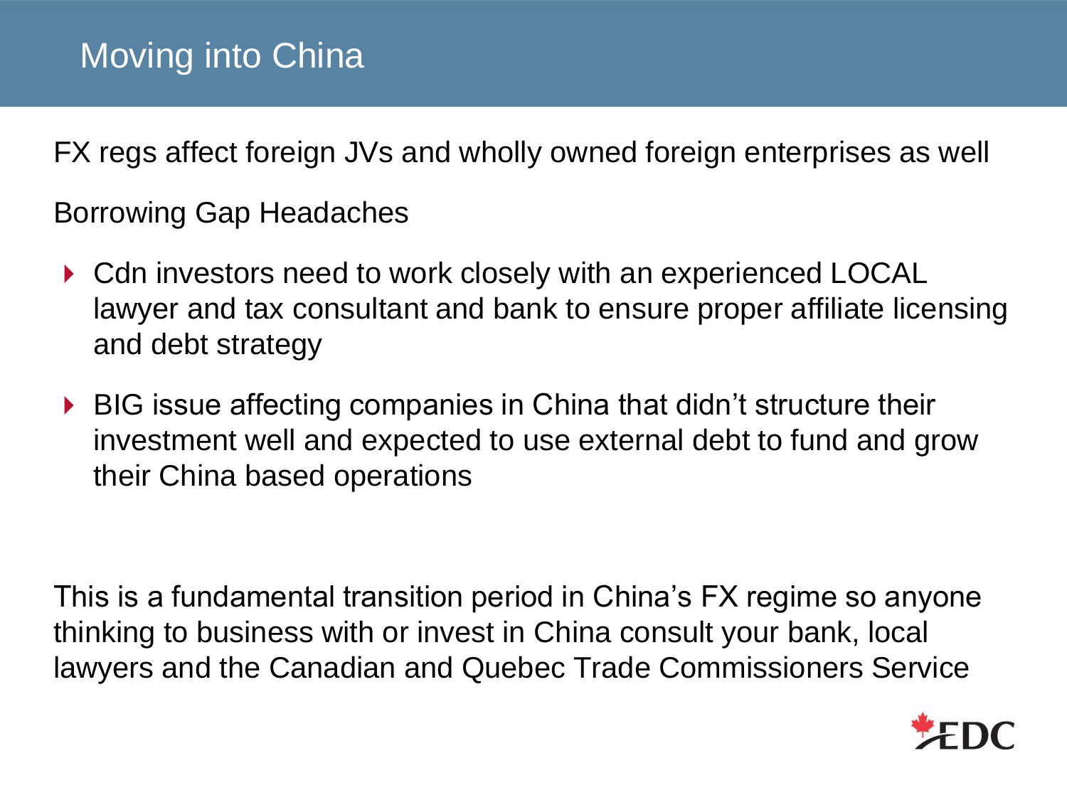# Moving into China

FX regs affect foreign JVs and wholly owned foreign enterprises as well

Borrowing Gap Headaches

- Cdn investors need to work closely with an experienced LOCAL lawyer and tax consultant and bank to ensure proper affiliate licensing and debt strategy
- BIG issue affecting companies in China that didn't structure their investment well and expected to use external debt to fund and grow their China based operations

This is a fundamental transition period in China's FX regime so anyone thinking to business with or invest in China consult your bank, local lawyers and the Canadian and Quebec Trade Commissioners Service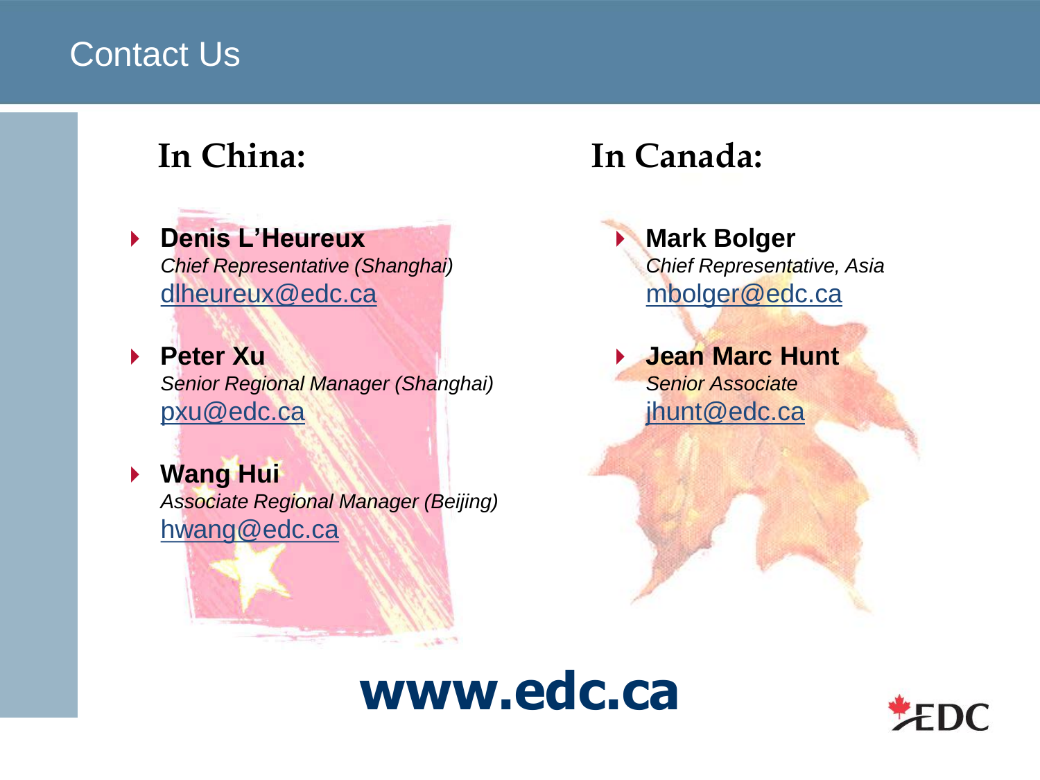# Contact Us

## In China:

- **Denis L'Heureux**
  *Chief Representative (Shanghai)*
  dlheureux@edc.ca
- **Peter Xu**
  *Senior Regional Manager (Shanghai)*
  pxu@edc.ca
- **Wang Hui**
  *Associate Regional Manager (Beijing)*
  hwang@edc.ca

## In Canada:

- **Mark Bolger**
  *Chief Representative, Asia*
  mbolger@edc.ca
- **Jean Marc Hunt**
  *Senior Associate*
  jhunt@edc.ca

**www.edc.ca**

EDC